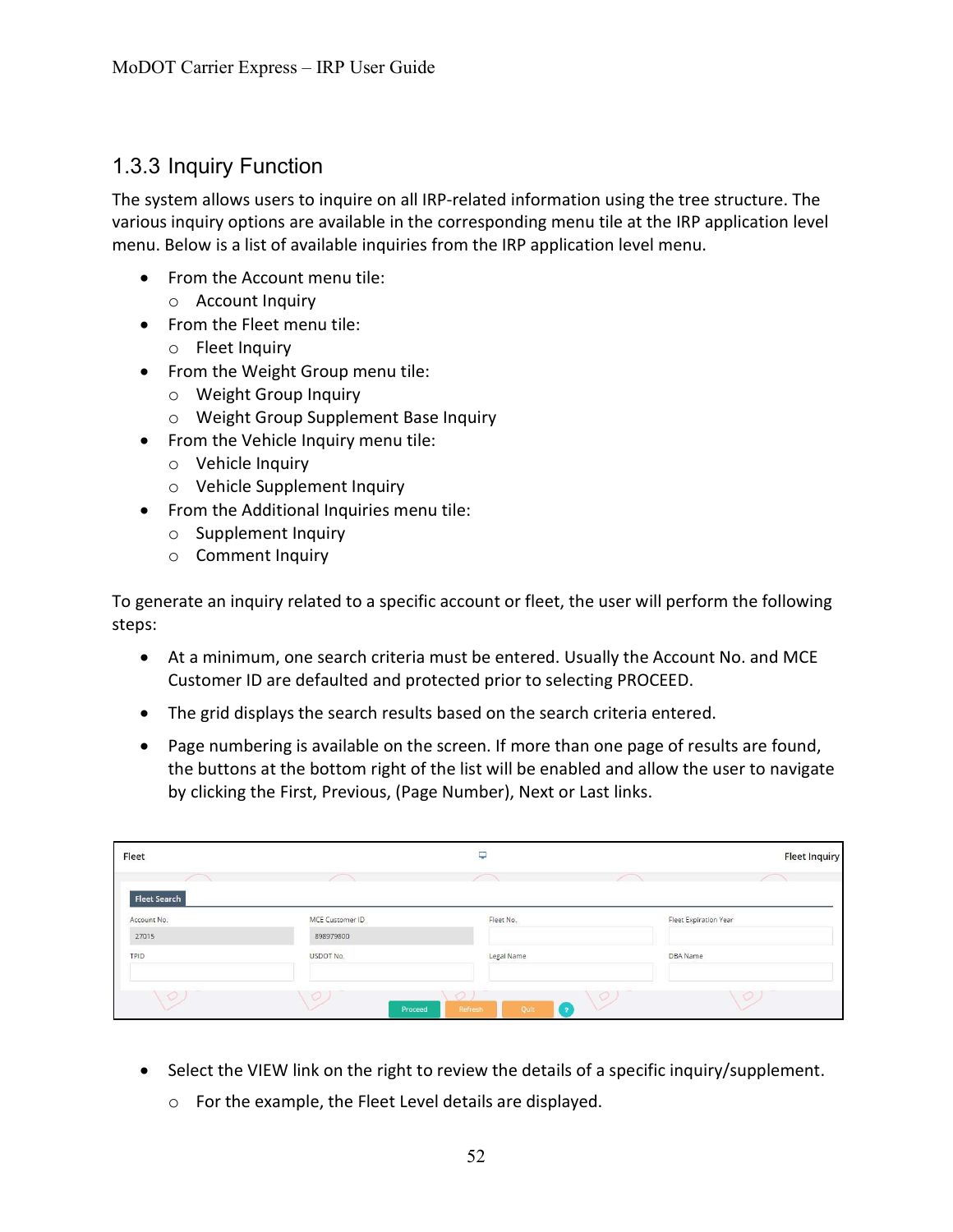### 1.3.3 Inquiry Function

The system allows users to inquire on all IRP-related information using the tree structure. The various inquiry options are available in the corresponding menu tile at the IRP application level menu. Below is a list of available inquiries from the IRP application level menu.

- From the Account menu tile:
  - Account Inquiry
- From the Fleet menu tile:
  - Fleet Inquiry
- From the Weight Group menu tile:
  - Weight Group Inquiry
  - Weight Group Supplement Base Inquiry
- From the Vehicle Inquiry menu tile:
  - Vehicle Inquiry
  - Vehicle Supplement Inquiry
- From the Additional Inquiries menu tile:
  - Supplement Inquiry
  - Comment Inquiry

To generate an inquiry related to a specific account or fleet, the user will perform the following steps:

- At a minimum, one search criteria must be entered. Usually the Account No. and MCE Customer ID are defaulted and protected prior to selecting PROCEED.
- The grid displays the search results based on the search criteria entered.
- Page numbering is available on the screen. If more than one page of results are found, the buttons at the bottom right of the list will be enabled and allow the user to navigate by clicking the First, Previous, (Page Number), Next or Last links.

- Select the VIEW link on the right to review the details of a specific inquiry/supplement.
  - For the example, the Fleet Level details are displayed.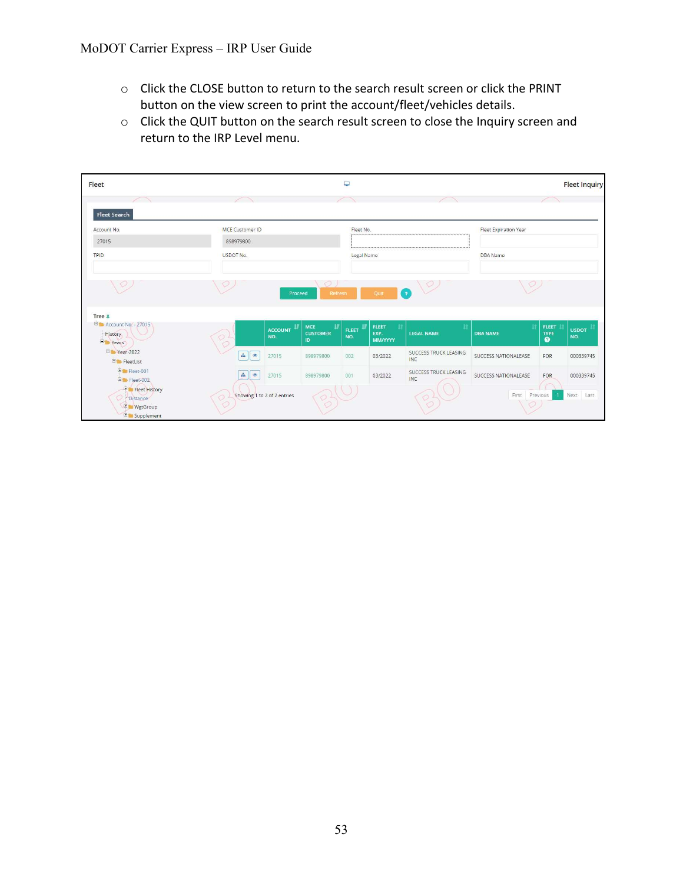- Click the CLOSE button to return to the search result screen or click the PRINT button on the view screen to print the account/fleet/vehicles details.
- Click the QUIT button on the search result screen to close the Inquiry screen and return to the IRP Level menu.

Fleet | Fleet Inquiry

**Fleet Search**

| Account No. | MCE Customer ID | Fleet No. | Fleet Expiration Year |
|---|---|---|---|
| 27015 | 898979800 | | |

| TPID | USDOT No. | Legal Name | DBA Name |
|---|---|---|---|
| | | | |

Proceed | Refresh | Quit

Tree

- Account No. - 27015
  - History
  - Years
    - Year-2022
      - FleetList
        - Fleet-001
        - Fleet-002
          - Fleet History
          - Distance
          - WgtGroup
          - Supplement

| | ACCOUNT NO. | MCE CUSTOMER ID | FLEET NO. | FLEET EXP. MM/YYYY | LEGAL NAME | DBA NAME | FLEET TYPE | USDOT NO. |
|---|---|---|---|---|---|---|---|---|
| | 27015 | 898979800 | 002 | 03/2022 | SUCCESS TRUCK LEASING INC | SUCCESS NATIONALEASE | FOR | 000339745 |
| | 27015 | 898979800 | 001 | 03/2022 | SUCCESS TRUCK LEASING INC | SUCCESS NATIONALEASE | FOR | 000339745 |

Showing 1 to 2 of 2 entries

First | Previous | 1 | Next | Last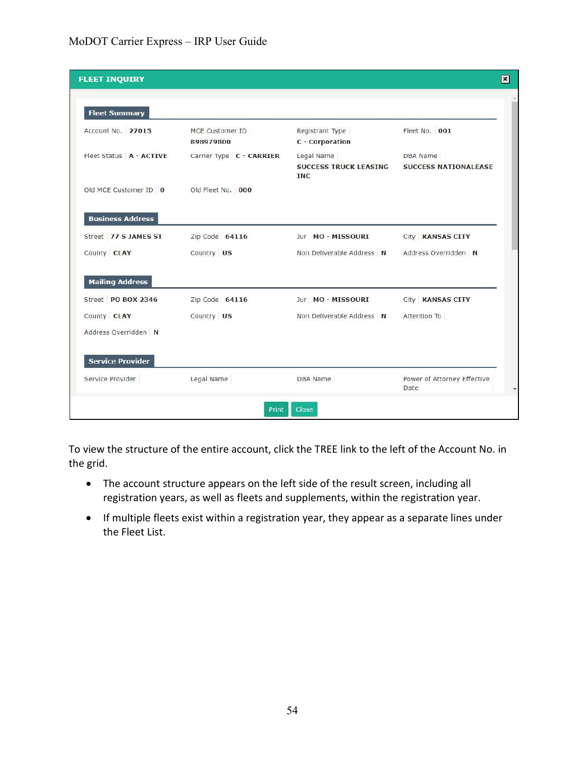**FLEET INQUIRY**

**Fleet Summary**

| | | | |
|---|---|---|---|
| Account No. **27015** | MCE Customer ID **898979800** | Registrant Type **C - Corporation** | Fleet No. **001** |
| Fleet Status **A - ACTIVE** | Carrier Type **C - CARRIER** | Legal Name **SUCCESS TRUCK LEASING INC** | DBA Name **SUCCESS NATIONALEASE** |
| Old MCE Customer ID **0** | Old Fleet No. **000** | | |

**Business Address**

| | | | |
|---|---|---|---|
| Street **77 S JAMES ST** | Zip Code **64116** | Jur **MO - MISSOURI** | City **KANSAS CITY** |
| County **CLAY** | Country **US** | Non Deliverable Address **N** | Address Overridden **N** |

**Mailing Address**

| | | | |
|---|---|---|---|
| Street **PO BOX 2346** | Zip Code **64116** | Jur **MO - MISSOURI** | City **KANSAS CITY** |
| County **CLAY** | Country **US** | Non Deliverable Address **N** | Attention To |
| Address Overridden **N** | | | |

**Service Provider**

| | | | |
|---|---|---|---|
| Service Provider | Legal Name | DBA Name | Power of Attorney Effective Date |

Print Close

To view the structure of the entire account, click the TREE link to the left of the Account No. in the grid.

- The account structure appears on the left side of the result screen, including all registration years, as well as fleets and supplements, within the registration year.
- If multiple fleets exist within a registration year, they appear as a separate lines under the Fleet List.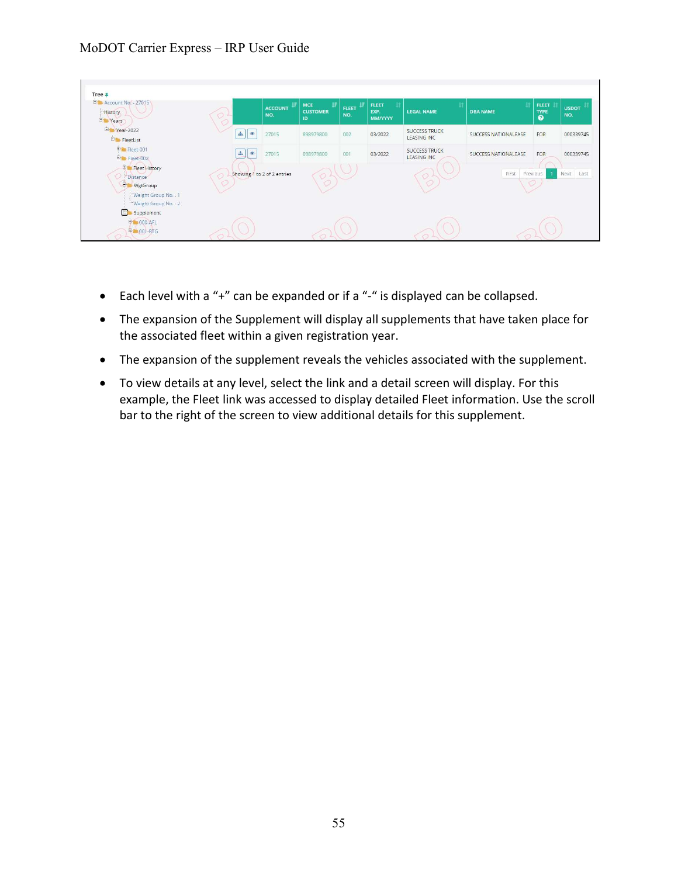Tree

- Account No. - 27015
  - History
  - Years
    - Year-2022
      - FleetList
        - Fleet-001
        - Fleet-002
          - Fleet History
          - Distance
          - WgtGroup
            - Weight Group No. : 1
            - Weight Group No. : 2
          - Supplement
            - 000-AFL
            - 001-RTG

| | ACCOUNT NO. | MCE CUSTOMER ID | FLEET NO. | FLEET EXP. MM/YYYY | LEGAL NAME | DBA NAME | FLEET TYPE | USDOT NO. |
|---|---|---|---|---|---|---|---|---|
| | 27015 | 898979800 | 002 | 03/2022 | SUCCESS TRUCK LEASING INC | SUCCESS NATIONALEASE | FOR | 000339745 |
| | 27015 | 898979800 | 001 | 03/2022 | SUCCESS TRUCK LEASING INC | SUCCESS NATIONALEASE | FOR | 000339745 |

Showing 1 to 2 of 2 entries

First Previous 1 Next Last

- Each level with a "+" can be expanded or if a "-" is displayed can be collapsed.
- The expansion of the Supplement will display all supplements that have taken place for the associated fleet within a given registration year.
- The expansion of the supplement reveals the vehicles associated with the supplement.
- To view details at any level, select the link and a detail screen will display. For this example, the Fleet link was accessed to display detailed Fleet information. Use the scroll bar to the right of the screen to view additional details for this supplement.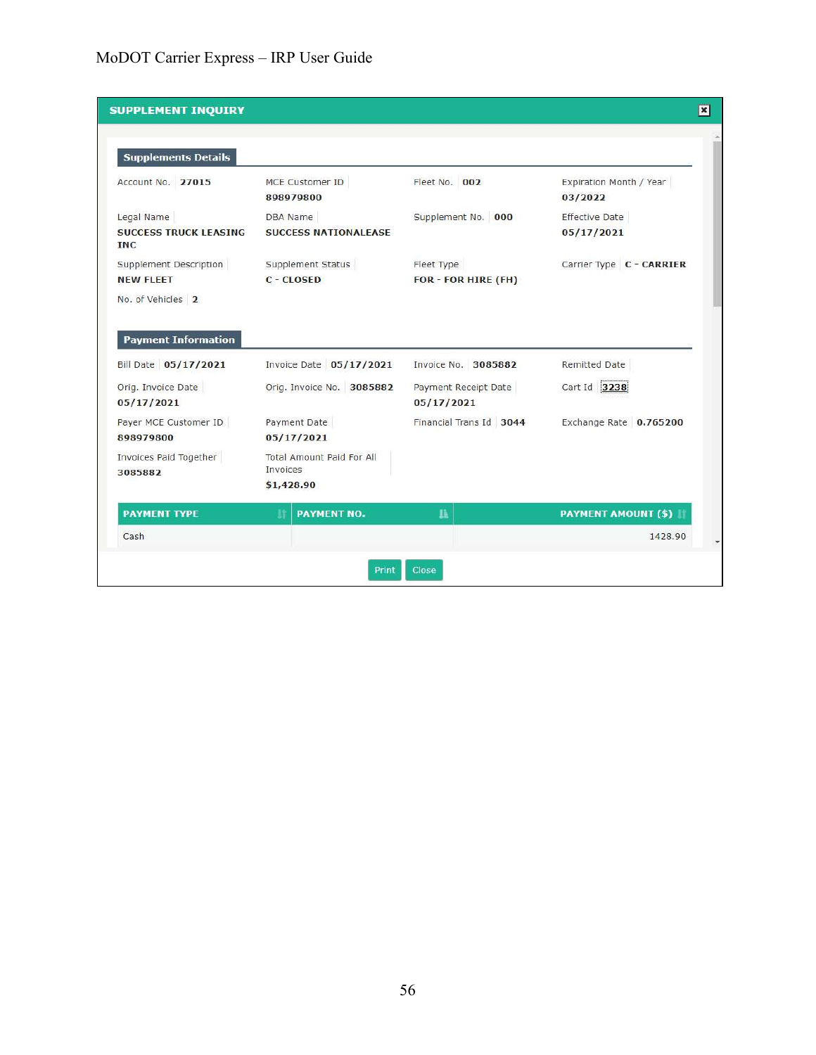## SUPPLEMENT INQUIRY

### Supplements Details

Account No. **27015**

MCE Customer ID **898979800**

Fleet No. **002**

Expiration Month / Year **03/2022**

Legal Name **SUCCESS TRUCK LEASING INC**

DBA Name **SUCCESS NATIONALEASE**

Supplement No. **000**

Effective Date **05/17/2021**

Supplement Description **NEW FLEET**

Supplement Status **C - CLOSED**

Fleet Type **FOR - FOR HIRE (FH)**

Carrier Type **C - CARRIER**

No. of Vehicles **2**

### Payment Information

Bill Date **05/17/2021**

Invoice Date **05/17/2021**

Invoice No. **3085882**

Remitted Date

Orig. Invoice Date **05/17/2021**

Orig. Invoice No. **3085882**

Payment Receipt Date **05/17/2021**

Cart Id **3238**

Payer MCE Customer ID **898979800**

Payment Date **05/17/2021**

Financial Trans Id **3044**

Exchange Rate **0.765200**

Invoices Paid Together **3085882**

Total Amount Paid For All Invoices **$1,428.90**

| PAYMENT TYPE | PAYMENT NO. | PAYMENT AMOUNT ($) |
|---|---|---|
| Cash | | 1428.90 |

Print | Close